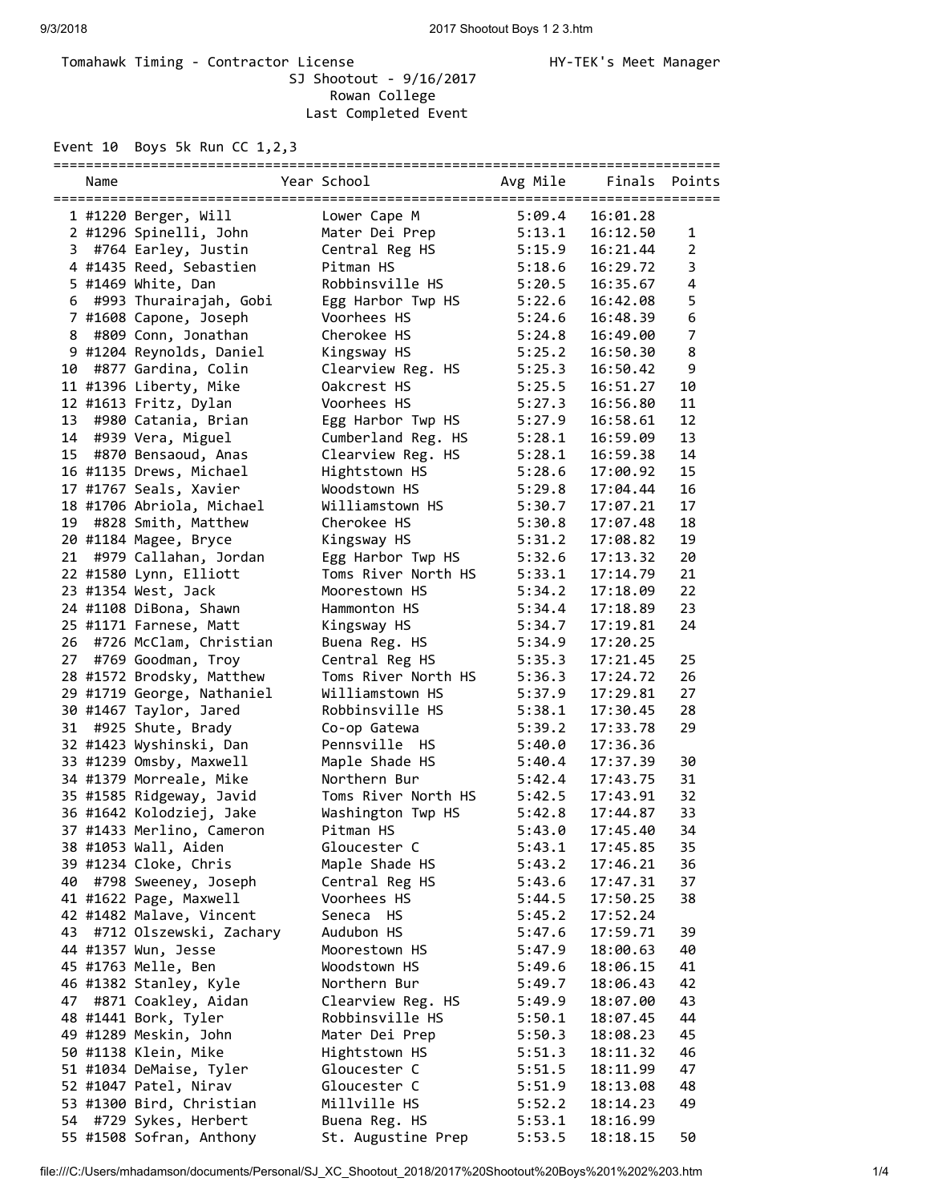Tomahawk Timing - Contractor License HY-TEK's Meet Manager

SJ Shootout - 9/16/2017
Rowan College
Last Completed Event

Event 10 Boys 5k Run CC 1,2,3

| | Name | Year | School | Avg Mile | Finals | Points |
|---|---|---|---|---|---|---|
| 1 | #1220 Berger, Will | | Lower Cape M | 5:09.4 | 16:01.28 | |
| 2 | #1296 Spinelli, John | | Mater Dei Prep | 5:13.1 | 16:12.50 | 1 |
| 3 | #764 Earley, Justin | | Central Reg HS | 5:15.9 | 16:21.44 | 2 |
| 4 | #1435 Reed, Sebastien | | Pitman HS | 5:18.6 | 16:29.72 | 3 |
| 5 | #1469 White, Dan | | Robbinsville HS | 5:20.5 | 16:35.67 | 4 |
| 6 | #993 Thurairajah, Gobi | | Egg Harbor Twp HS | 5:22.6 | 16:42.08 | 5 |
| 7 | #1608 Capone, Joseph | | Voorhees HS | 5:24.6 | 16:48.39 | 6 |
| 8 | #809 Conn, Jonathan | | Cherokee HS | 5:24.8 | 16:49.00 | 7 |
| 9 | #1204 Reynolds, Daniel | | Kingsway HS | 5:25.2 | 16:50.30 | 8 |
| 10 | #877 Gardina, Colin | | Clearview Reg. HS | 5:25.3 | 16:50.42 | 9 |
| 11 | #1396 Liberty, Mike | | Oakcrest HS | 5:25.5 | 16:51.27 | 10 |
| 12 | #1613 Fritz, Dylan | | Voorhees HS | 5:27.3 | 16:56.80 | 11 |
| 13 | #980 Catania, Brian | | Egg Harbor Twp HS | 5:27.9 | 16:58.61 | 12 |
| 14 | #939 Vera, Miguel | | Cumberland Reg. HS | 5:28.1 | 16:59.09 | 13 |
| 15 | #870 Bensaoud, Anas | | Clearview Reg. HS | 5:28.1 | 16:59.38 | 14 |
| 16 | #1135 Drews, Michael | | Hightstown HS | 5:28.6 | 17:00.92 | 15 |
| 17 | #1767 Seals, Xavier | | Woodstown HS | 5:29.8 | 17:04.44 | 16 |
| 18 | #1706 Abriola, Michael | | Williamstown HS | 5:30.7 | 17:07.21 | 17 |
| 19 | #828 Smith, Matthew | | Cherokee HS | 5:30.8 | 17:07.48 | 18 |
| 20 | #1184 Magee, Bryce | | Kingsway HS | 5:31.2 | 17:08.82 | 19 |
| 21 | #979 Callahan, Jordan | | Egg Harbor Twp HS | 5:32.6 | 17:13.32 | 20 |
| 22 | #1580 Lynn, Elliott | | Toms River North HS | 5:33.1 | 17:14.79 | 21 |
| 23 | #1354 West, Jack | | Moorestown HS | 5:34.2 | 17:18.09 | 22 |
| 24 | #1108 DiBona, Shawn | | Hammonton HS | 5:34.4 | 17:18.89 | 23 |
| 25 | #1171 Farnese, Matt | | Kingsway HS | 5:34.7 | 17:19.81 | 24 |
| 26 | #726 McClam, Christian | | Buena Reg. HS | 5:34.9 | 17:20.25 | |
| 27 | #769 Goodman, Troy | | Central Reg HS | 5:35.3 | 17:21.45 | 25 |
| 28 | #1572 Brodsky, Matthew | | Toms River North HS | 5:36.3 | 17:24.72 | 26 |
| 29 | #1719 George, Nathaniel | | Williamstown HS | 5:37.9 | 17:29.81 | 27 |
| 30 | #1467 Taylor, Jared | | Robbinsville HS | 5:38.1 | 17:30.45 | 28 |
| 31 | #925 Shute, Brady | | Co-op Gatewa | 5:39.2 | 17:33.78 | 29 |
| 32 | #1423 Wyshinski, Dan | | Pennsville HS | 5:40.0 | 17:36.36 | |
| 33 | #1239 Omsby, Maxwell | | Maple Shade HS | 5:40.4 | 17:37.39 | 30 |
| 34 | #1379 Morreale, Mike | | Northern Bur | 5:42.4 | 17:43.75 | 31 |
| 35 | #1585 Ridgeway, Javid | | Toms River North HS | 5:42.5 | 17:43.91 | 32 |
| 36 | #1642 Kolodziej, Jake | | Washington Twp HS | 5:42.8 | 17:44.87 | 33 |
| 37 | #1433 Merlino, Cameron | | Pitman HS | 5:43.0 | 17:45.40 | 34 |
| 38 | #1053 Wall, Aiden | | Gloucester C | 5:43.1 | 17:45.85 | 35 |
| 39 | #1234 Cloke, Chris | | Maple Shade HS | 5:43.2 | 17:46.21 | 36 |
| 40 | #798 Sweeney, Joseph | | Central Reg HS | 5:43.6 | 17:47.31 | 37 |
| 41 | #1622 Page, Maxwell | | Voorhees HS | 5:44.5 | 17:50.25 | 38 |
| 42 | #1482 Malave, Vincent | | Seneca HS | 5:45.2 | 17:52.24 | |
| 43 | #712 Olszewski, Zachary | | Audubon HS | 5:47.6 | 17:59.71 | 39 |
| 44 | #1357 Wun, Jesse | | Moorestown HS | 5:47.9 | 18:00.63 | 40 |
| 45 | #1763 Melle, Ben | | Woodstown HS | 5:49.6 | 18:06.15 | 41 |
| 46 | #1382 Stanley, Kyle | | Northern Bur | 5:49.7 | 18:06.43 | 42 |
| 47 | #871 Coakley, Aidan | | Clearview Reg. HS | 5:49.9 | 18:07.00 | 43 |
| 48 | #1441 Bork, Tyler | | Robbinsville HS | 5:50.1 | 18:07.45 | 44 |
| 49 | #1289 Meskin, John | | Mater Dei Prep | 5:50.3 | 18:08.23 | 45 |
| 50 | #1138 Klein, Mike | | Hightstown HS | 5:51.3 | 18:11.32 | 46 |
| 51 | #1034 DeMaise, Tyler | | Gloucester C | 5:51.5 | 18:11.99 | 47 |
| 52 | #1047 Patel, Nirav | | Gloucester C | 5:51.9 | 18:13.08 | 48 |
| 53 | #1300 Bird, Christian | | Millville HS | 5:52.2 | 18:14.23 | 49 |
| 54 | #729 Sykes, Herbert | | Buena Reg. HS | 5:53.1 | 18:16.99 | |
| 55 | #1508 Sofran, Anthony | | St. Augustine Prep | 5:53.5 | 18:18.15 | 50 |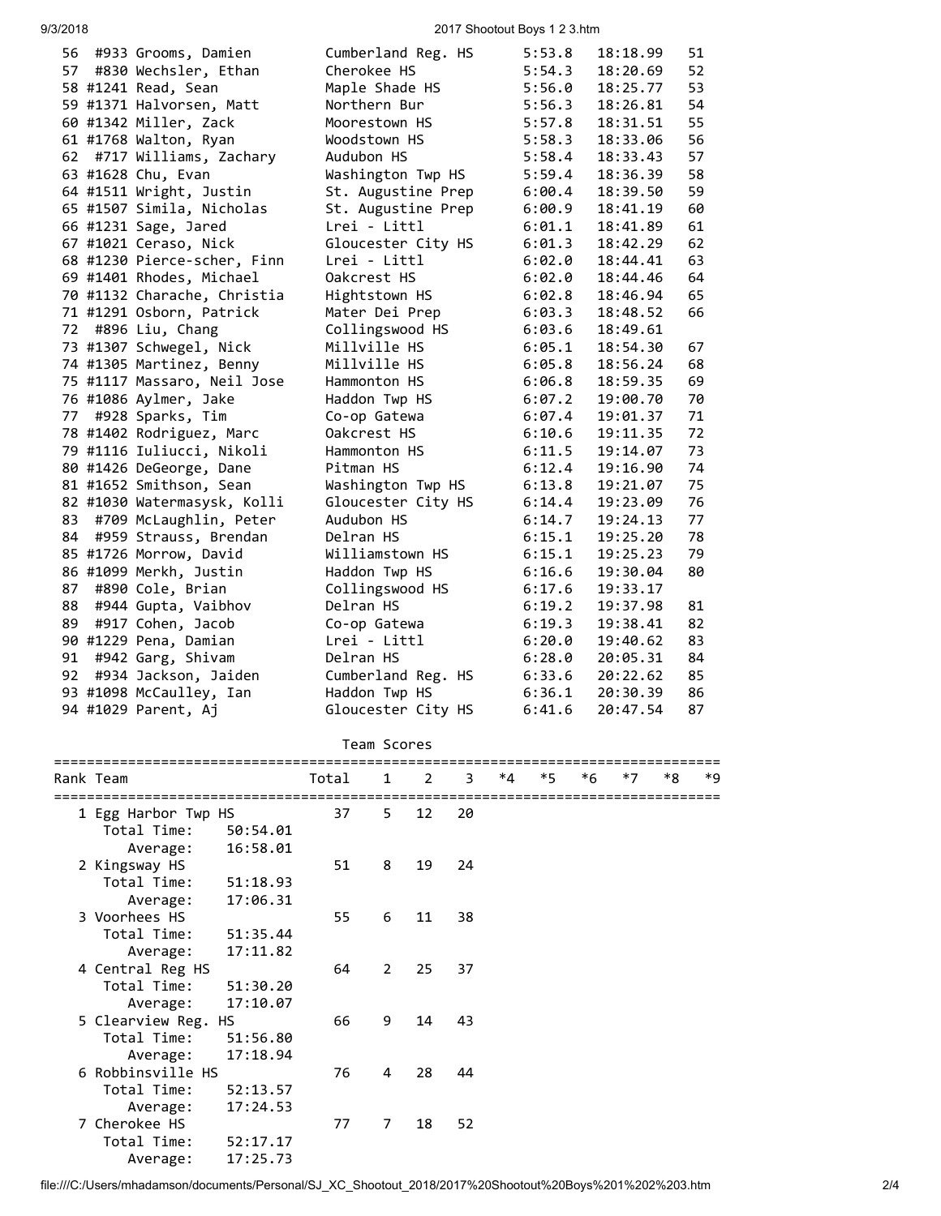| Place | Bib | Name | School | Pace | Time | Points |
|---|---|---|---|---|---|---|
| 56 | #933 | Grooms, Damien | Cumberland Reg. HS | 5:53.8 | 18:18.99 | 51 |
| 57 | #830 | Wechsler, Ethan | Cherokee HS | 5:54.3 | 18:20.69 | 52 |
| 58 | #1241 | Read, Sean | Maple Shade HS | 5:56.0 | 18:25.77 | 53 |
| 59 | #1371 | Halvorsen, Matt | Northern Bur | 5:56.3 | 18:26.81 | 54 |
| 60 | #1342 | Miller, Zack | Moorestown HS | 5:57.8 | 18:31.51 | 55 |
| 61 | #1768 | Walton, Ryan | Woodstown HS | 5:58.3 | 18:33.06 | 56 |
| 62 | #717 | Williams, Zachary | Audubon HS | 5:58.4 | 18:33.43 | 57 |
| 63 | #1628 | Chu, Evan | Washington Twp HS | 5:59.4 | 18:36.39 | 58 |
| 64 | #1511 | Wright, Justin | St. Augustine Prep | 6:00.4 | 18:39.50 | 59 |
| 65 | #1507 | Simila, Nicholas | St. Augustine Prep | 6:00.9 | 18:41.19 | 60 |
| 66 | #1231 | Sage, Jared | Lrei - Littl | 6:01.1 | 18:41.89 | 61 |
| 67 | #1021 | Ceraso, Nick | Gloucester City HS | 6:01.3 | 18:42.29 | 62 |
| 68 | #1230 | Pierce-scher, Finn | Lrei - Littl | 6:02.0 | 18:44.41 | 63 |
| 69 | #1401 | Rhodes, Michael | Oakcrest HS | 6:02.0 | 18:44.46 | 64 |
| 70 | #1132 | Charache, Christia | Hightstown HS | 6:02.8 | 18:46.94 | 65 |
| 71 | #1291 | Osborn, Patrick | Mater Dei Prep | 6:03.3 | 18:48.52 | 66 |
| 72 | #896 | Liu, Chang | Collingswood HS | 6:03.6 | 18:49.61 | |
| 73 | #1307 | Schwegel, Nick | Millville HS | 6:05.1 | 18:54.30 | 67 |
| 74 | #1305 | Martinez, Benny | Millville HS | 6:05.8 | 18:56.24 | 68 |
| 75 | #1117 | Massaro, Neil Jose | Hammonton HS | 6:06.8 | 18:59.35 | 69 |
| 76 | #1086 | Aylmer, Jake | Haddon Twp HS | 6:07.2 | 19:00.70 | 70 |
| 77 | #928 | Sparks, Tim | Co-op Gatewa | 6:07.4 | 19:01.37 | 71 |
| 78 | #1402 | Rodriguez, Marc | Oakcrest HS | 6:10.6 | 19:11.35 | 72 |
| 79 | #1116 | Iuliucci, Nikoli | Hammonton HS | 6:11.5 | 19:14.07 | 73 |
| 80 | #1426 | DeGeorge, Dane | Pitman HS | 6:12.4 | 19:16.90 | 74 |
| 81 | #1652 | Smithson, Sean | Washington Twp HS | 6:13.8 | 19:21.07 | 75 |
| 82 | #1030 | Watermasysk, Kolli | Gloucester City HS | 6:14.4 | 19:23.09 | 76 |
| 83 | #709 | McLaughlin, Peter | Audubon HS | 6:14.7 | 19:24.13 | 77 |
| 84 | #959 | Strauss, Brendan | Delran HS | 6:15.1 | 19:25.20 | 78 |
| 85 | #1726 | Morrow, David | Williamstown HS | 6:15.1 | 19:25.23 | 79 |
| 86 | #1099 | Merkh, Justin | Haddon Twp HS | 6:16.6 | 19:30.04 | 80 |
| 87 | #890 | Cole, Brian | Collingswood HS | 6:17.6 | 19:33.17 | |
| 88 | #944 | Gupta, Vaibhov | Delran HS | 6:19.2 | 19:37.98 | 81 |
| 89 | #917 | Cohen, Jacob | Co-op Gatewa | 6:19.3 | 19:38.41 | 82 |
| 90 | #1229 | Pena, Damian | Lrei - Littl | 6:20.0 | 19:40.62 | 83 |
| 91 | #942 | Garg, Shivam | Delran HS | 6:28.0 | 20:05.31 | 84 |
| 92 | #934 | Jackson, Jaiden | Cumberland Reg. HS | 6:33.6 | 20:22.62 | 85 |
| 93 | #1098 | McCaulley, Ian | Haddon Twp HS | 6:36.1 | 20:30.39 | 86 |
| 94 | #1029 | Parent, Aj | Gloucester City HS | 6:41.6 | 20:47.54 | 87 |

## Team Scores

| Rank | Team | Total | 1 | 2 | 3 | *4 | *5 | *6 | *7 | *8 | *9 |
|---|---|---|---|---|---|---|---|---|---|---|---|
| 1 | Egg Harbor Twp HS | 37 | 5 | 12 | 20 | | | | | | |
| | Total Time: 50:54.01 | | | | | | | | | | |
| | Average: 16:58.01 | | | | | | | | | | |
| 2 | Kingsway HS | 51 | 8 | 19 | 24 | | | | | | |
| | Total Time: 51:18.93 | | | | | | | | | | |
| | Average: 17:06.31 | | | | | | | | | | |
| 3 | Voorhees HS | 55 | 6 | 11 | 38 | | | | | | |
| | Total Time: 51:35.44 | | | | | | | | | | |
| | Average: 17:11.82 | | | | | | | | | | |
| 4 | Central Reg HS | 64 | 2 | 25 | 37 | | | | | | |
| | Total Time: 51:30.20 | | | | | | | | | | |
| | Average: 17:10.07 | | | | | | | | | | |
| 5 | Clearview Reg. HS | 66 | 9 | 14 | 43 | | | | | | |
| | Total Time: 51:56.80 | | | | | | | | | | |
| | Average: 17:18.94 | | | | | | | | | | |
| 6 | Robbinsville HS | 76 | 4 | 28 | 44 | | | | | | |
| | Total Time: 52:13.57 | | | | | | | | | | |
| | Average: 17:24.53 | | | | | | | | | | |
| 7 | Cherokee HS | 77 | 7 | 18 | 52 | | | | | | |
| | Total Time: 52:17.17 | | | | | | | | | | |
| | Average: 17:25.73 | | | | | | | | | | |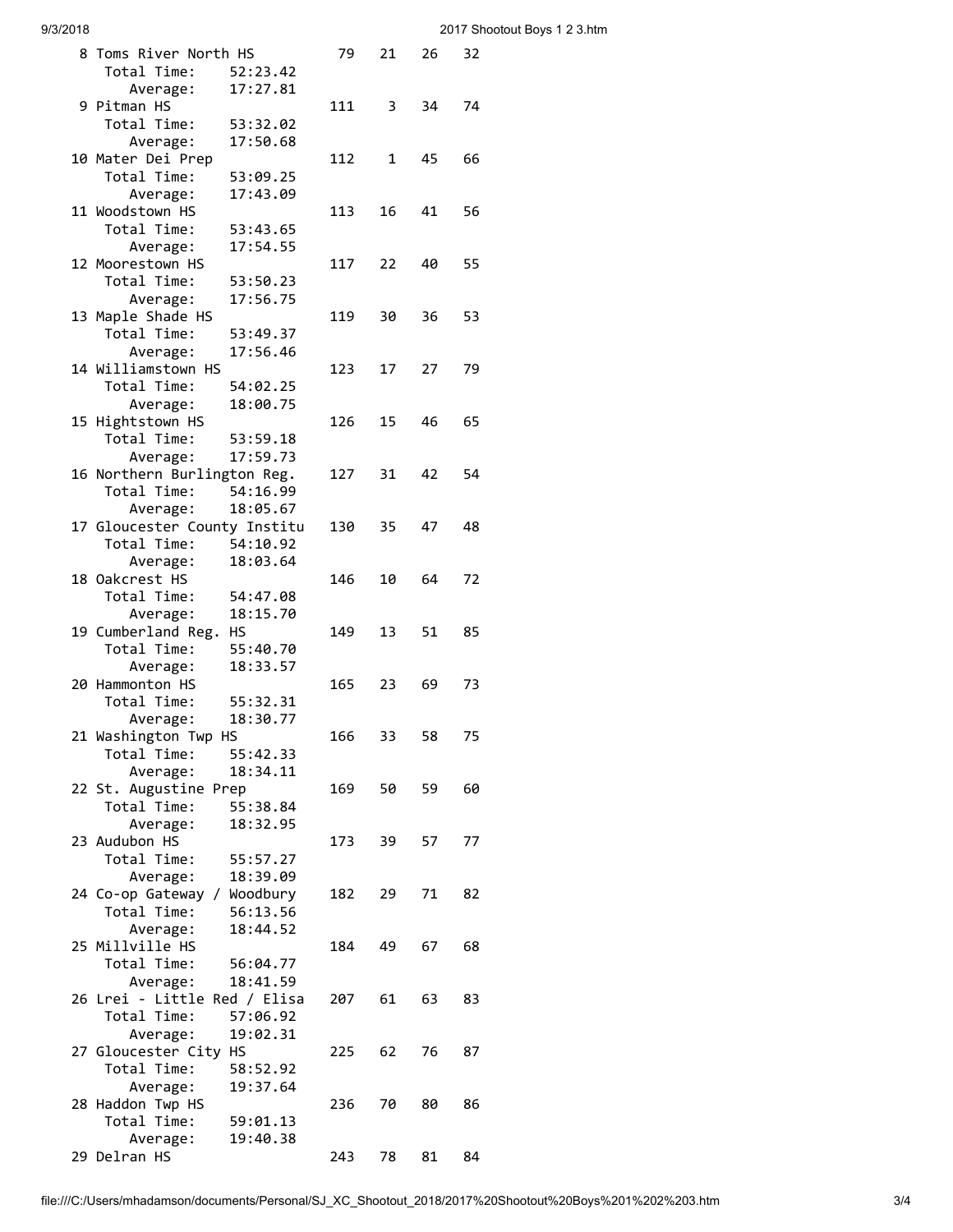```
 8 Toms River North HS          79   21   26   32
    Total Time:    52:23.42
       Average:    17:27.81
 9 Pitman HS                   111    3   34   74
    Total Time:    53:32.02
       Average:    17:50.68
10 Mater Dei Prep              112    1   45   66
    Total Time:    53:09.25
       Average:    17:43.09
11 Woodstown HS                113   16   41   56
    Total Time:    53:43.65
       Average:    17:54.55
12 Moorestown HS               117   22   40   55
    Total Time:    53:50.23
       Average:    17:56.75
13 Maple Shade HS              119   30   36   53
    Total Time:    53:49.37
       Average:    17:56.46
14 Williamstown HS             123   17   27   79
    Total Time:    54:02.25
       Average:    18:00.75
15 Hightstown HS               126   15   46   65
    Total Time:    53:59.18
       Average:    17:59.73
16 Northern Burlington Reg.    127   31   42   54
    Total Time:    54:16.99
       Average:    18:05.67
17 Gloucester County Institu   130   35   47   48
    Total Time:    54:10.92
       Average:    18:03.64
18 Oakcrest HS                 146   10   64   72
    Total Time:    54:47.08
       Average:    18:15.70
19 Cumberland Reg. HS          149   13   51   85
    Total Time:    55:40.70
       Average:    18:33.57
20 Hammonton HS                165   23   69   73
    Total Time:    55:32.31
       Average:    18:30.77
21 Washington Twp HS           166   33   58   75
    Total Time:    55:42.33
       Average:    18:34.11
22 St. Augustine Prep          169   50   59   60
    Total Time:    55:38.84
       Average:    18:32.95
23 Audubon HS                  173   39   57   77
    Total Time:    55:57.27
       Average:    18:39.09
24 Co-op Gateway / Woodbury    182   29   71   82
    Total Time:    56:13.56
       Average:    18:44.52
25 Millville HS                184   49   67   68
    Total Time:    56:04.77
       Average:    18:41.59
26 Lrei - Little Red / Elisa   207   61   63   83
    Total Time:    57:06.92
       Average:    19:02.31
27 Gloucester City HS          225   62   76   87
    Total Time:    58:52.92
       Average:    19:37.64
28 Haddon Twp HS               236   70   80   86
    Total Time:    59:01.13
       Average:    19:40.38
29 Delran HS                   243   78   81   84
```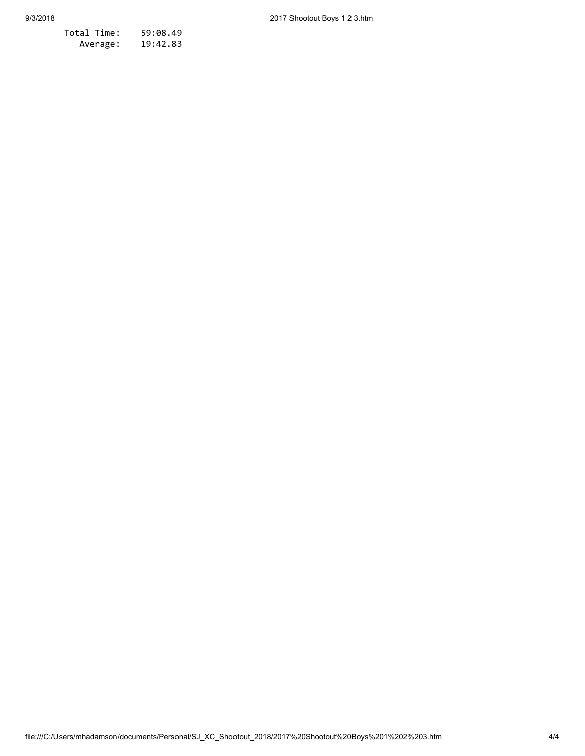```
       Total Time:    59:08.49
          Average:    19:42.83
```